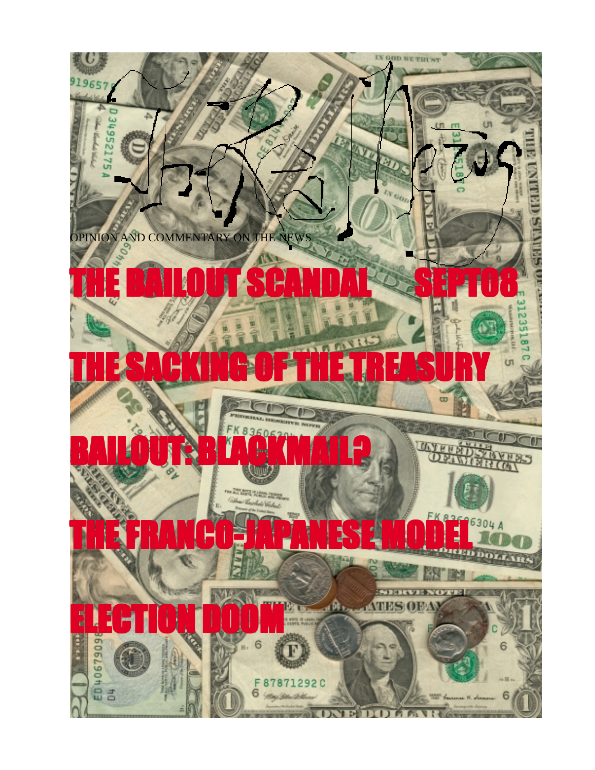# The Real News

OPINION AND COMMENTARY ON THE NEWS

## THE BAILOUT SCANDAL SEPT08

## THE SACKING OF THE TREASURY

## BAILOUT: BLACKMAIL?

## THE FRANCO-JAPANESE MODEL

## ELECTION DOOM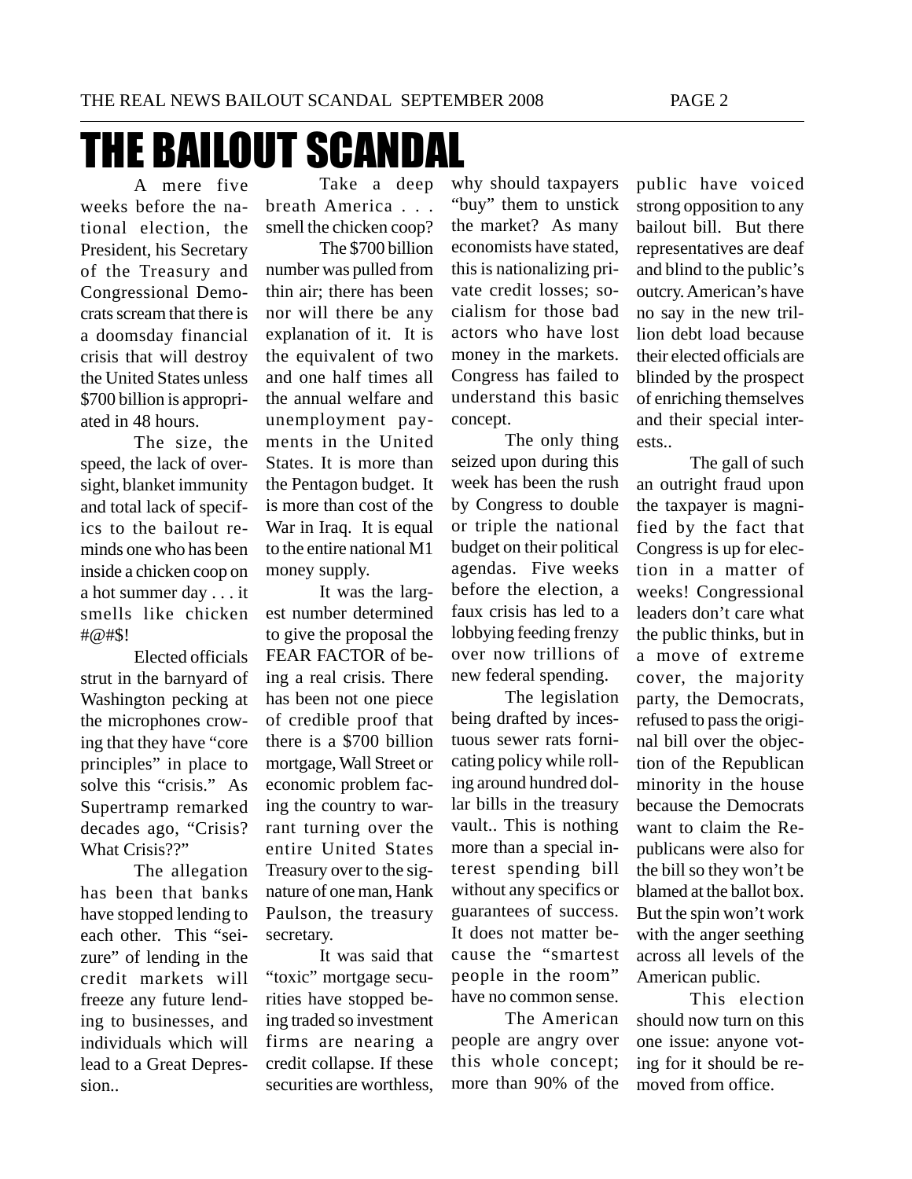# THE BAILOUT SCANDAL

A mere five weeks before the national election, the President, his Secretary of the Treasury and Congressional Democrats scream that there is a doomsday financial crisis that will destroy the United States unless $700 billion is appropriated in 48 hours.

The size, the speed, the lack of oversight, blanket immunity and total lack of specifics to the bailout reminds one who has been inside a chicken coop on a hot summer day . . . it smells like chicken #@#$!

Elected officials strut in the barnyard of Washington pecking at the microphones crowing that they have "core principles" in place to solve this "crisis." As Supertramp remarked decades ago, "Crisis? What Crisis??"

The allegation has been that banks have stopped lending to each other. This "seizure" of lending in the credit markets will freeze any future lending to businesses, and individuals which will lead to a Great Depression..

Take a deep breath America . . . smell the chicken coop?

The $700 billion number was pulled from thin air; there has been nor will there be any explanation of it. It is the equivalent of two and one half times all the annual welfare and unemployment payments in the United States. It is more than the Pentagon budget. It is more than cost of the War in Iraq. It is equal to the entire national M1 money supply.

It was the largest number determined to give the proposal the FEAR FACTOR of being a real crisis. There has been not one piece of credible proof that there is a $700 billion mortgage, Wall Street or economic problem facing the country to warrant turning over the entire United States Treasury over to the signature of one man, Hank Paulson, the treasury secretary.

It was said that "toxic" mortgage securities have stopped being traded so investment firms are nearing a credit collapse. If these securities are worthless, why should taxpayers "buy" them to unstick the market? As many economists have stated, this is nationalizing private credit losses; socialism for those bad actors who have lost money in the markets. Congress has failed to understand this basic concept.

The only thing seized upon during this week has been the rush by Congress to double or triple the national budget on their political agendas. Five weeks before the election, a faux crisis has led to a lobbying feeding frenzy over now trillions of new federal spending.

The legislation being drafted by incestuous sewer rats fornicating policy while rolling around hundred dollar bills in the treasury vault.. This is nothing more than a special interest spending bill without any specifics or guarantees of success. It does not matter because the "smartest people in the room" have no common sense.

The American people are angry over this whole concept; more than 90% of the public have voiced strong opposition to any bailout bill. But there representatives are deaf and blind to the public's outcry. American's have no say in the new trillion debt load because their elected officials are blinded by the prospect of enriching themselves and their special interests..

The gall of such an outright fraud upon the taxpayer is magnified by the fact that Congress is up for election in a matter of weeks! Congressional leaders don't care what the public thinks, but in a move of extreme cover, the majority party, the Democrats, refused to pass the original bill over the objection of the Republican minority in the house because the Democrats want to claim the Republicans were also for the bill so they won't be blamed at the ballot box. But the spin won't work with the anger seething across all levels of the American public.

This election should now turn on this one issue: anyone voting for it should be removed from office.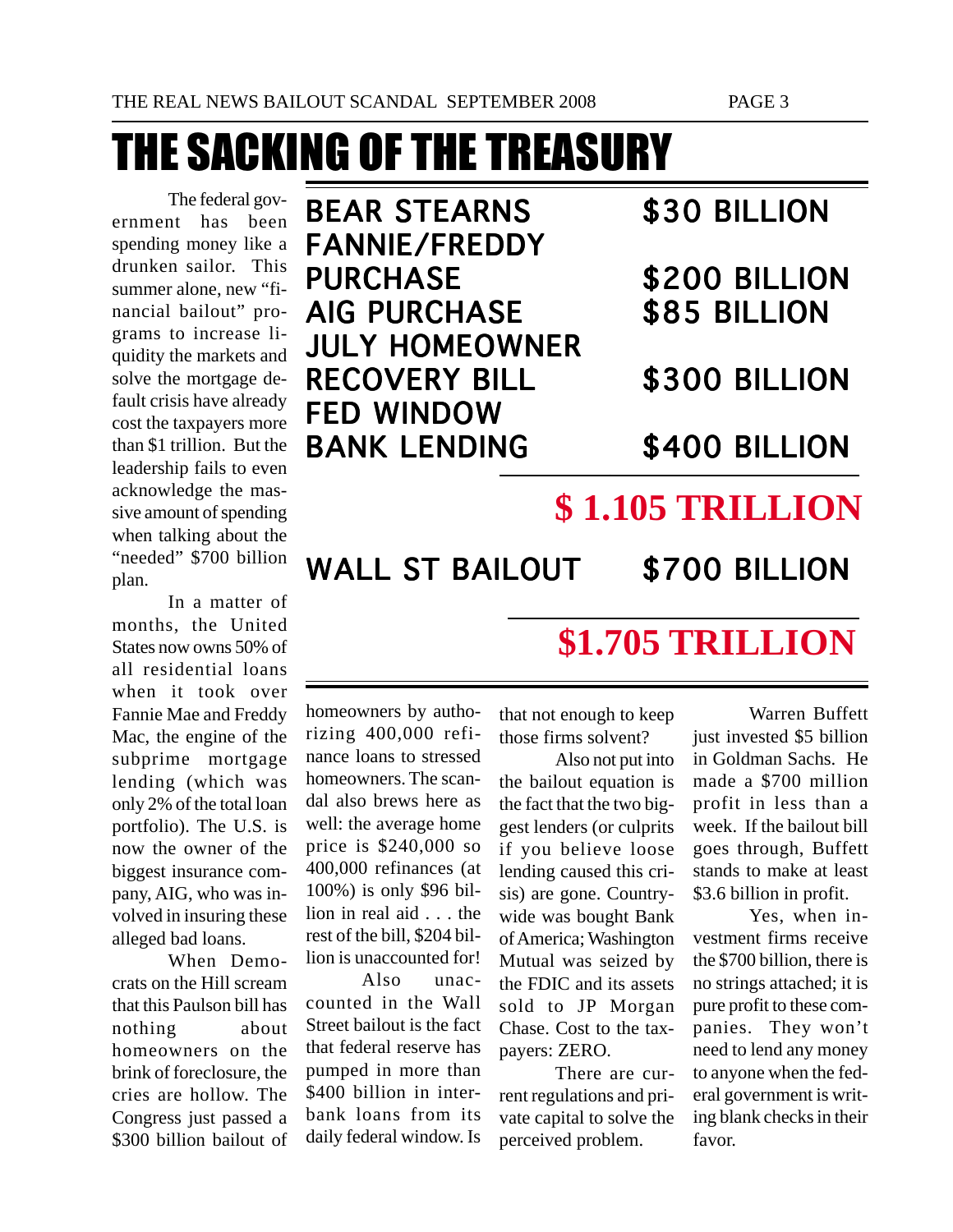# THE SACKING OF THE TREASURY

| | |
|---|---|
| BEAR STEARNS | $30 BILLION |
| FANNIE/FREDDY PURCHASE | $200 BILLION |
| AIG PURCHASE | $85 BILLION |
| JULY HOMEOWNER RECOVERY BILL | $300 BILLION |
| FED WINDOW BANK LENDING | $400 BILLION |
| | **$ 1.105 TRILLION** |
| WALL ST BAILOUT | $700 BILLION |
| | **$1.705 TRILLION** |

The federal government has been spending money like a drunken sailor. This summer alone, new "financial bailout" programs to increase liquidity the markets and solve the mortgage default crisis have already cost the taxpayers more than $1 trillion. But the leadership fails to even acknowledge the massive amount of spending when talking about the "needed" $700 billion plan.

In a matter of months, the United States now owns 50% of all residential loans when it took over Fannie Mae and Freddy Mac, the engine of the subprime mortgage lending (which was only 2% of the total loan portfolio). The U.S. is now the owner of the biggest insurance company, AIG, who was involved in insuring these alleged bad loans.

When Democrats on the Hill scream that this Paulson bill has nothing about homeowners on the brink of foreclosure, the cries are hollow. The Congress just passed a $300 billion bailout of homeowners by authorizing 400,000 refinance loans to stressed homeowners. The scandal also brews here as well: the average home price is $240,000 so 400,000 refinances (at 100%) is only $96 billion in real aid . . . the rest of the bill, $204 billion is unaccounted for!

Also unaccounted in the Wall Street bailout is the fact that federal reserve has pumped in more than $400 billion in interbank loans from its daily federal window. Is that not enough to keep those firms solvent?

Also not put into the bailout equation is the fact that the two biggest lenders (or culprits if you believe loose lending caused this crisis) are gone. Countrywide was bought Bank of America; Washington Mutual was seized by the FDIC and its assets sold to JP Morgan Chase. Cost to the taxpayers: ZERO.

There are current regulations and private capital to solve the perceived problem.

Warren Buffett just invested $5 billion in Goldman Sachs. He made a $700 million profit in less than a week. If the bailout bill goes through, Buffett stands to make at least $3.6 billion in profit.

Yes, when investment firms receive the $700 billion, there is no strings attached; it is pure profit to these companies. They won't need to lend any money to anyone when the federal government is writing blank checks in their favor.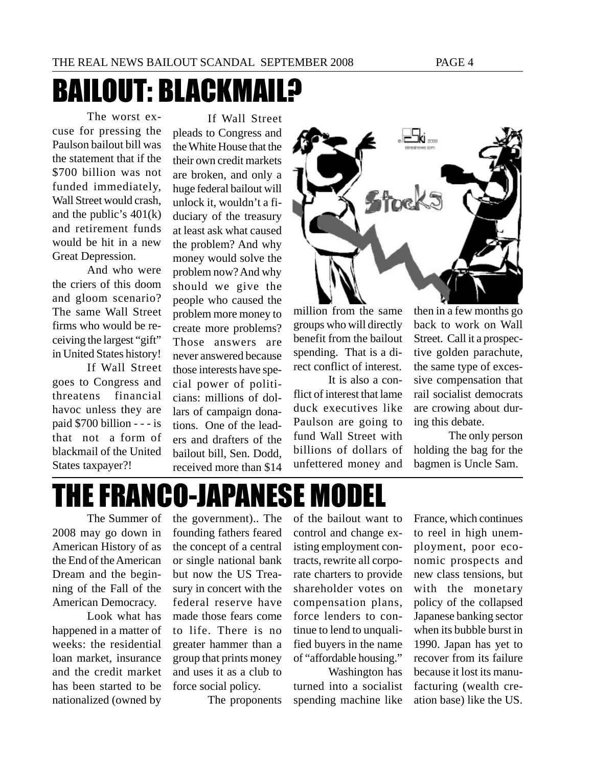# BAILOUT: BLACKMAIL?

The worst excuse for pressing the Paulson bailout bill was the statement that if the $700 billion was not funded immediately, Wall Street would crash, and the public's 401(k) and retirement funds would be hit in a new Great Depression.

And who were the criers of this doom and gloom scenario? The same Wall Street firms who would be receiving the largest "gift" in United States history!

If Wall Street goes to Congress and threatens financial havoc unless they are paid $700 billion - - - is that not a form of blackmail of the United States taxpayer?!

If Wall Street pleads to Congress and the White House that the their own credit markets are broken, and only a huge federal bailout will unlock it, wouldn't a fiduciary of the treasury at least ask what caused the problem? And why money would solve the problem now? And why should we give the people who caused the problem more money to create more problems? Those answers are never answered because those interests have special power of politicians: millions of dollars of campaign donations. One of the leaders and drafters of the bailout bill, Sen. Dodd, received more than $14 million from the same groups who will directly benefit from the bailout spending. That is a direct conflict of interest.

It is also a conflict of interest that lame duck executives like Paulson are going to fund Wall Street with billions of dollars of unfettered money and then in a few months go back to work on Wall Street. Call it a prospective golden parachute, the same type of excessive compensation that rail socialist democrats are crowing about during this debate.

The only person holding the bag for the bagmen is Uncle Sam.

# THE FRANCO-JAPANESE MODEL

The Summer of 2008 may go down in American History of as the End of the American Dream and the beginning of the Fall of the American Democracy.

Look what has happened in a matter of weeks: the residential loan market, insurance and the credit market has been started to be nationalized (owned by the government).. The founding fathers feared the concept of a central or single national bank but now the US Treasury in concert with the federal reserve have made those fears come to life. There is no greater hammer than a group that prints money and uses it as a club to force social policy.

The proponents of the bailout want to control and change existing employment contracts, rewrite all corporate charters to provide shareholder votes on compensation plans, force lenders to continue to lend to unqualified buyers in the name of "affordable housing."

Washington has turned into a socialist spending machine like France, which continues to reel in high unemployment, poor economic prospects and new class tensions, but with the monetary policy of the collapsed Japanese banking sector when its bubble burst in 1990. Japan has yet to recover from its failure because it lost its manufacturing (wealth creation base) like the US.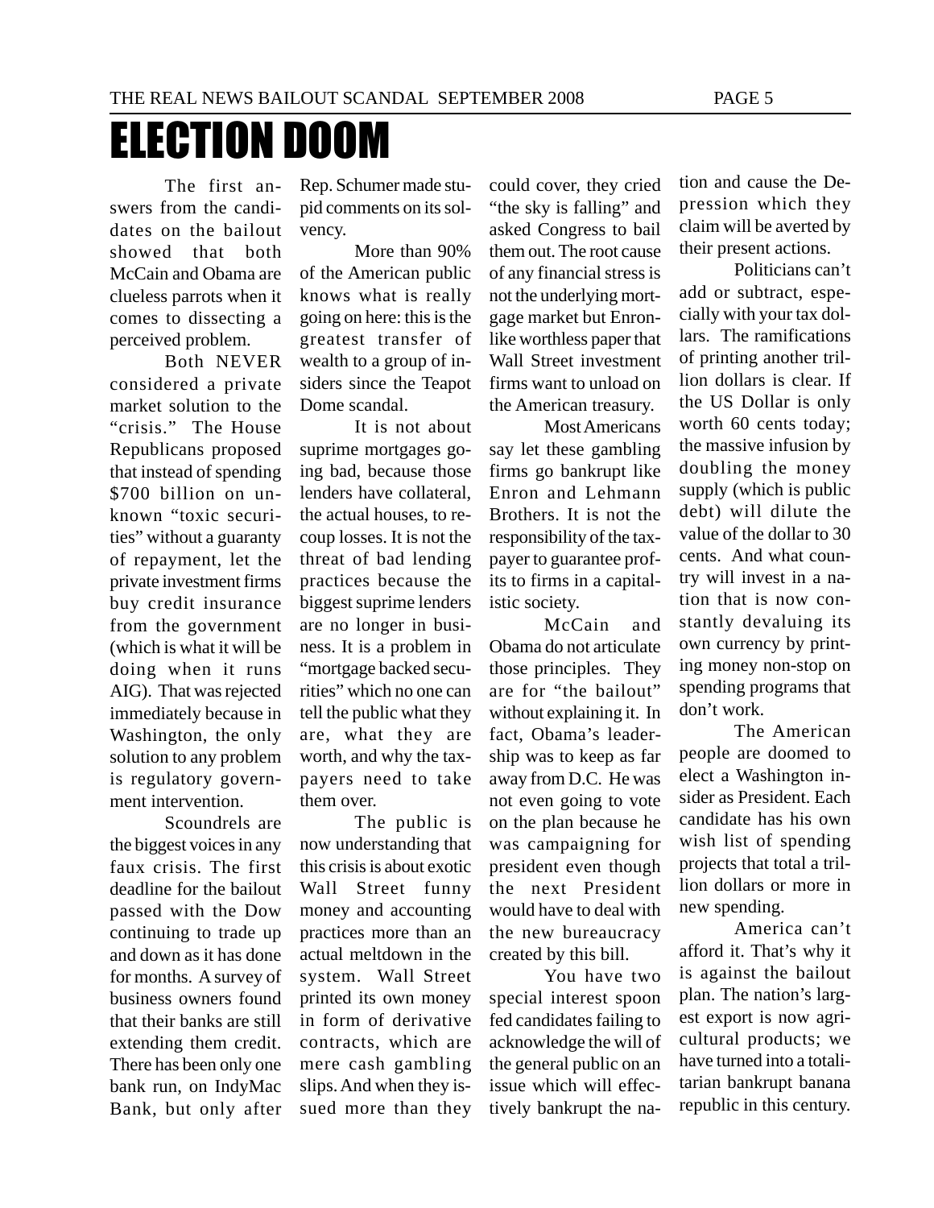# ELECTION DOOM

The first answers from the candidates on the bailout showed that both McCain and Obama are clueless parrots when it comes to dissecting a perceived problem.

Both NEVER considered a private market solution to the "crisis." The House Republicans proposed that instead of spending $700 billion on unknown "toxic securities" without a guaranty of repayment, let the private investment firms buy credit insurance from the government (which is what it will be doing when it runs AIG). That was rejected immediately because in Washington, the only solution to any problem is regulatory government intervention.

Scoundrels are the biggest voices in any faux crisis. The first deadline for the bailout passed with the Dow continuing to trade up and down as it has done for months. A survey of business owners found that their banks are still extending them credit. There has been only one bank run, on IndyMac Bank, but only after Rep. Schumer made stupid comments on its solvency.

More than 90% of the American public knows what is really going on here: this is the greatest transfer of wealth to a group of insiders since the Teapot Dome scandal.

It is not about suprime mortgages going bad, because those lenders have collateral, the actual houses, to recoup losses. It is not the threat of bad lending practices because the biggest suprime lenders are no longer in business. It is a problem in "mortgage backed securities" which no one can tell the public what they are, what they are worth, and why the taxpayers need to take them over.

The public is now understanding that this crisis is about exotic Wall Street funny money and accounting practices more than an actual meltdown in the system. Wall Street printed its own money in form of derivative contracts, which are mere cash gambling slips. And when they issued more than they could cover, they cried "the sky is falling" and asked Congress to bail them out. The root cause of any financial stress is not the underlying mortgage market but Enron-like worthless paper that Wall Street investment firms want to unload on the American treasury.

Most Americans say let these gambling firms go bankrupt like Enron and Lehmann Brothers. It is not the responsibility of the taxpayer to guarantee profits to firms in a capitalistic society.

McCain and Obama do not articulate those principles. They are for "the bailout" without explaining it. In fact, Obama's leadership was to keep as far away from D.C. He was not even going to vote on the plan because he was campaigning for president even though the next President would have to deal with the new bureaucracy created by this bill.

You have two special interest spoon fed candidates failing to acknowledge the will of the general public on an issue which will effectively bankrupt the nation and cause the Depression which they claim will be averted by their present actions.

Politicians can't add or subtract, especially with your tax dollars. The ramifications of printing another trillion dollars is clear. If the US Dollar is only worth 60 cents today; the massive infusion by doubling the money supply (which is public debt) will dilute the value of the dollar to 30 cents. And what country will invest in a nation that is now constantly devaluing its own currency by printing money non-stop on spending programs that don't work.

The American people are doomed to elect a Washington insider as President. Each candidate has his own wish list of spending projects that total a trillion dollars or more in new spending.

America can't afford it. That's why it is against the bailout plan. The nation's largest export is now agricultural products; we have turned into a totalitarian bankrupt banana republic in this century.